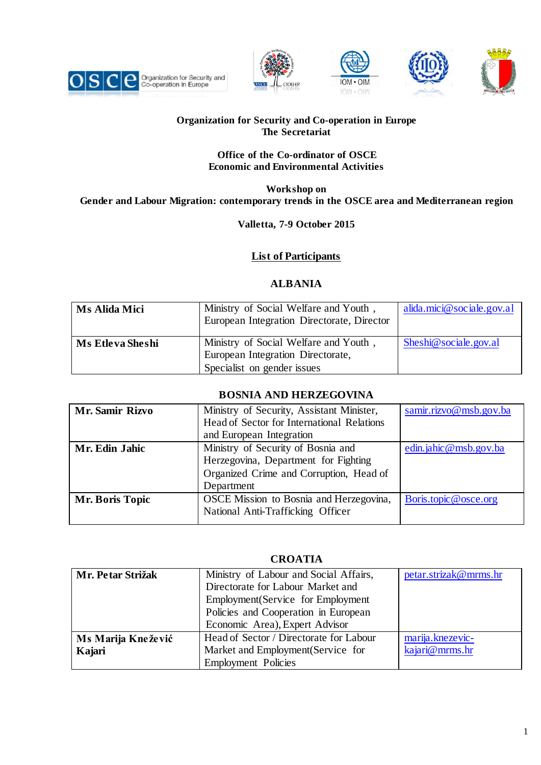**Organization for Security and Co-operation in Europe**
**The Secretariat**

**Office of the Co-ordinator of OSCE**
**Economic and Environmental Activities**

**Workshop on**
**Gender and Labour Migration: contemporary trends in the OSCE area and Mediterranean region**

**Valletta, 7-9 October 2015**

## List of Participants

### ALBANIA

| | | |
|---|---|---|
| **Ms Alida Mici** | Ministry of Social Welfare and Youth , European Integration Directorate, Director | alida.mici@sociale.gov.al |
| **Ms Etleva Sheshi** | Ministry of Social Welfare and Youth , European Integration Directorate, Specialist on gender issues | Sheshi@sociale.gov.al |

### BOSNIA AND HERZEGOVINA

| | | |
|---|---|---|
| **Mr. Samir Rizvo** | Ministry of Security, Assistant Minister, Head of Sector for International Relations and European Integration | samir.rizvo@msb.gov.ba |
| **Mr. Edin Jahic** | Ministry of Security of Bosnia and Herzegovina, Department for Fighting Organized Crime and Corruption, Head of Department | edin.jahic@msb.gov.ba |
| **Mr. Boris Topic** | OSCE Mission to Bosnia and Herzegovina, National Anti-Trafficking Officer | Boris.topic@osce.org |

### CROATIA

| | | |
|---|---|---|
| **Mr. Petar Strižak** | Ministry of Labour and Social Affairs, Directorate for Labour Market and Employment(Service for Employment Policies and Cooperation in European Economic Area), Expert Advisor | petar.strizak@mrms.hr |
| **Ms Marija Knežević Kajari** | Head of Sector / Directorate for Labour Market and Employment(Service for Employment Policies | marija.knezevic-kajari@mrms.hr |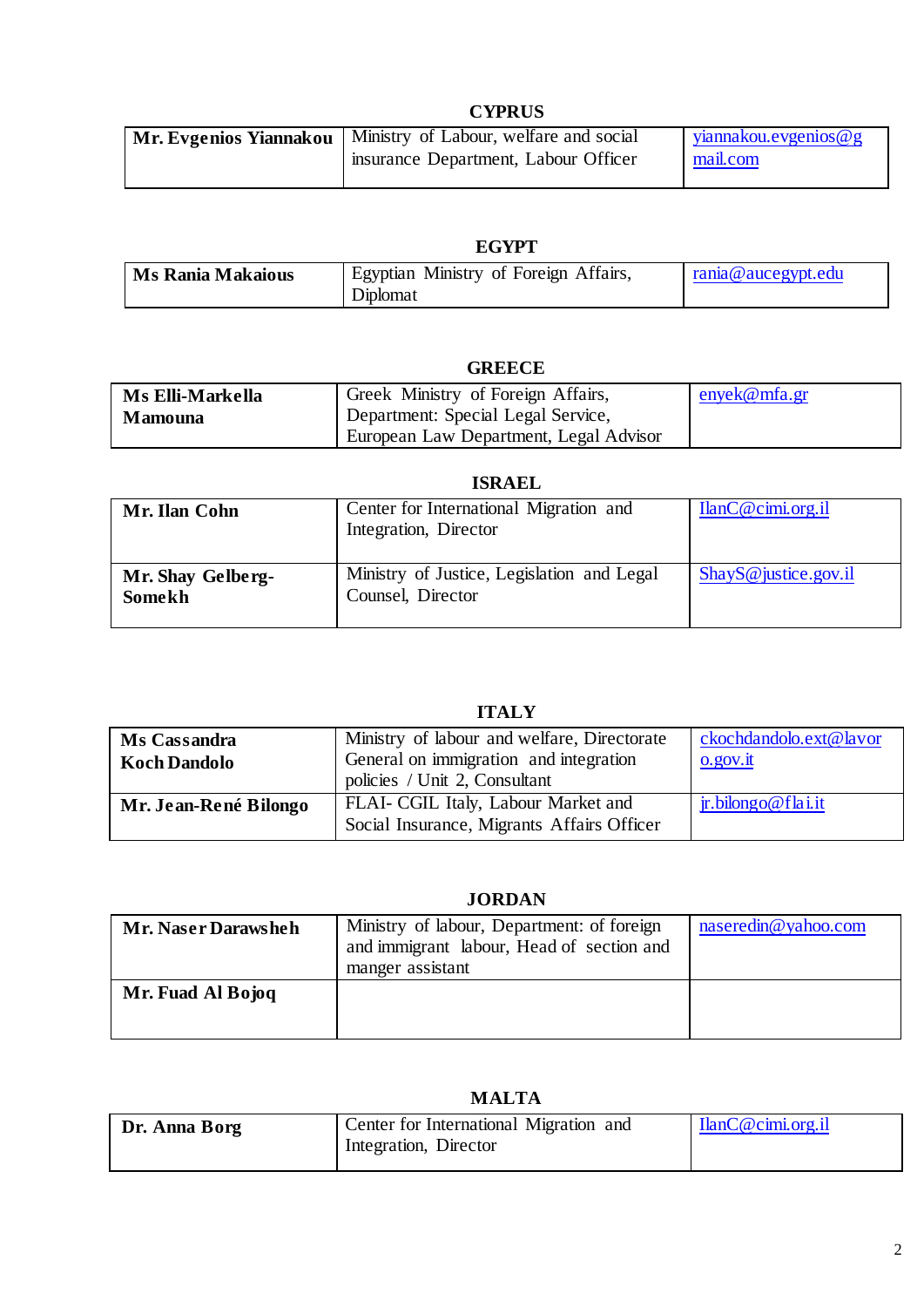**CYPRUS**

| | | |
|---|---|---|
| **Mr. Evgenios Yiannakou** | Ministry of Labour, welfare and social insurance Department, Labour Officer | yiannakou.evgenios@gmail.com |

**EGYPT**

| | | |
|---|---|---|
| **Ms Rania Makaious** | Egyptian Ministry of Foreign Affairs, Diplomat | rania@aucegypt.edu |

**GREECE**

| | | |
|---|---|---|
| **Ms Elli-Markella Mamouna** | Greek Ministry of Foreign Affairs, Department: Special Legal Service, European Law Department, Legal Advisor | enyek@mfa.gr |

**ISRAEL**

| | | |
|---|---|---|
| **Mr. Ilan Cohn** | Center for International Migration and Integration, Director | IlanC@cimi.org.il |
| **Mr. Shay Gelberg-Somekh** | Ministry of Justice, Legislation and Legal Counsel, Director | ShayS@justice.gov.il |

**ITALY**

| | | |
|---|---|---|
| **Ms Cassandra Koch Dandolo** | Ministry of labour and welfare, Directorate General on immigration and integration policies / Unit 2, Consultant | ckochdandolo.ext@lavoro.gov.it |
| **Mr. Jean-René Bilongo** | FLAI- CGIL Italy, Labour Market and Social Insurance, Migrants Affairs Officer | jr.bilongo@flai.it |

**JORDAN**

| | | |
|---|---|---|
| **Mr. Naser Darawsheh** | Ministry of labour, Department: of foreign and immigrant labour, Head of section and manger assistant | naseredin@yahoo.com |
| **Mr. Fuad Al Bojoq** | | |

**MALTA**

| | | |
|---|---|---|
| **Dr. Anna Borg** | Center for International Migration and Integration, Director | IlanC@cimi.org.il |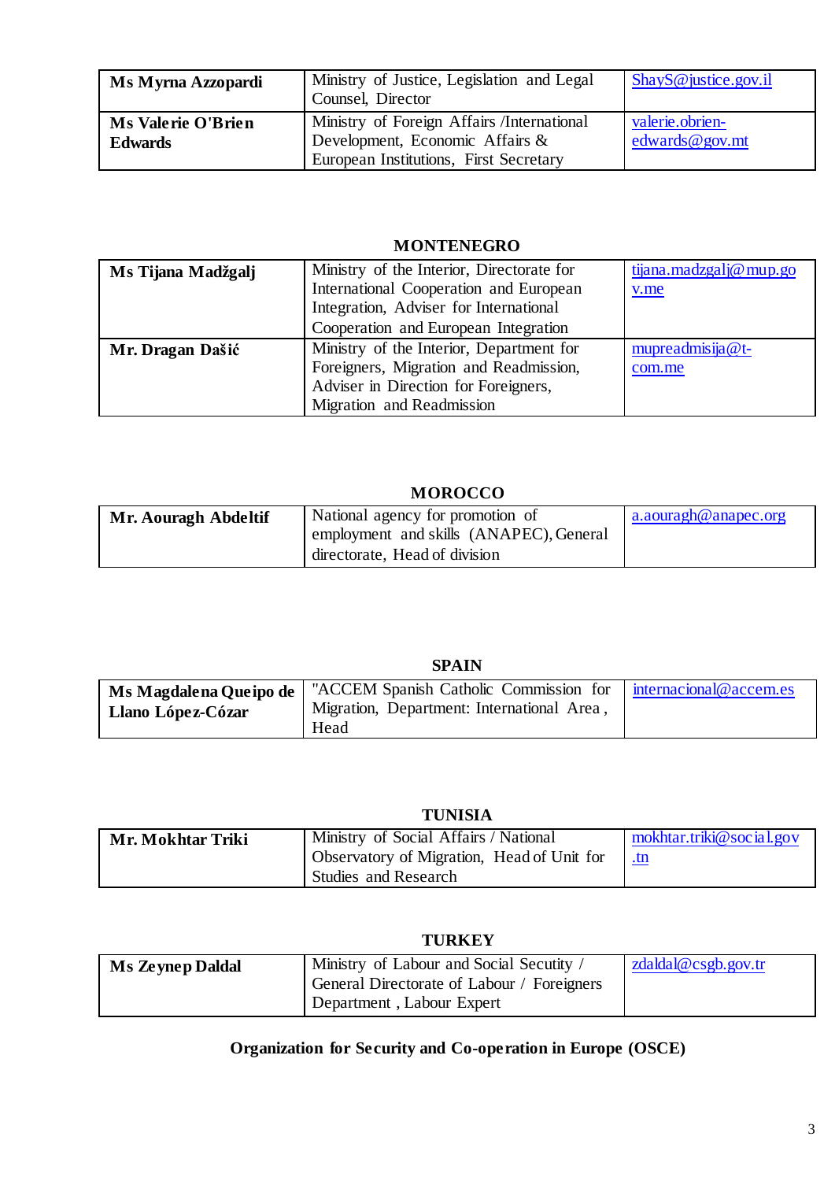| Ms Myrna Azzopardi | Ministry of Justice, Legislation and Legal Counsel, Director | ShayS@justice.gov.il |
|---|---|---|
| Ms Valerie O'Brien Edwards | Ministry of Foreign Affairs /International Development, Economic Affairs & European Institutions, First Secretary | valerie.obrien-edwards@gov.mt |

### MONTENEGRO

| Ms Tijana Madžgalj | Ministry of the Interior, Directorate for International Cooperation and European Integration, Adviser for International Cooperation and European Integration | tijana.madzgalj@mup.gov.me |
|---|---|---|
| Mr. Dragan Dašić | Ministry of the Interior, Department for Foreigners, Migration and Readmission, Adviser in Direction for Foreigners, Migration and Readmission | mupreadmisija@t-com.me |

### MOROCCO

| Mr. Aouragh Abdeltif | National agency for promotion of employment and skills (ANAPEC), General directorate, Head of division | a.aouragh@anapec.org |
|---|---|---|

### SPAIN

| Ms Magdalena Queipo de Llano López-Cózar | "ACCEM Spanish Catholic Commission for Migration, Department: International Area , Head | internacional@accem.es |
|---|---|---|

### TUNISIA

| Mr. Mokhtar Triki | Ministry of Social Affairs / National Observatory of Migration, Head of Unit for Studies and Research | mokhtar.triki@social.gov.tn |
|---|---|---|

### TURKEY

| Ms Zeynep Daldal | Ministry of Labour and Social Secutity / General Directorate of Labour / Foreigners Department , Labour Expert | zdaldal@csgb.gov.tr |
|---|---|---|

**Organization for Security and Co-operation in Europe (OSCE)**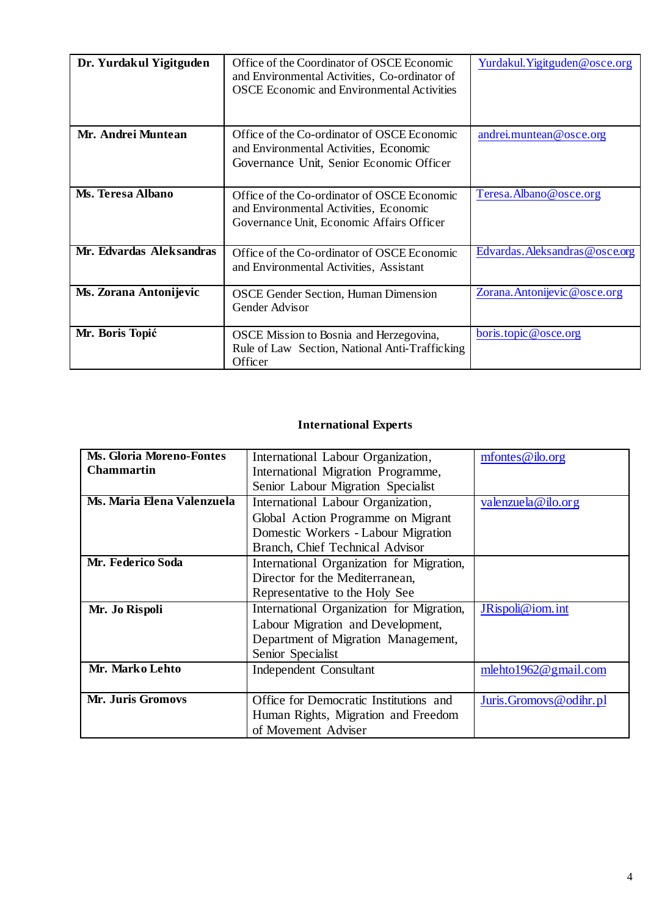| | | |
|---|---|---|
| **Dr. Yurdakul Yigitguden** | Office of the Coordinator of OSCE Economic and Environmental Activities, Co-ordinator of OSCE Economic and Environmental Activities | Yurdakul.Yigitguden@osce.org |
| **Mr. Andrei Muntean** | Office of the Co-ordinator of OSCE Economic and Environmental Activities, Economic Governance Unit, Senior Economic Officer | andrei.muntean@osce.org |
| **Ms. Teresa Albano** | Office of the Co-ordinator of OSCE Economic and Environmental Activities, Economic Governance Unit, Economic Affairs Officer | Teresa.Albano@osce.org |
| **Mr. Edvardas Aleksandras** | Office of the Co-ordinator of OSCE Economic and Environmental Activities, Assistant | Edvardas.Aleksandras@osce.org |
| **Ms. Zorana Antonijevic** | OSCE Gender Section, Human Dimension Gender Advisor | Zorana.Antonijevic@osce.org |
| **Mr. Boris Topić** | OSCE Mission to Bosnia and Herzegovina, Rule of Law Section, National Anti-Trafficking Officer | boris.topic@osce.org |

**International Experts**

| | | |
|---|---|---|
| **Ms. Gloria Moreno-Fontes Chammartin** | International Labour Organization, International Migration Programme, Senior Labour Migration Specialist | mfontes@ilo.org |
| **Ms. Maria Elena Valenzuela** | International Labour Organization, Global Action Programme on Migrant Domestic Workers - Labour Migration Branch, Chief Technical Advisor | valenzuela@ilo.org |
| **Mr. Federico Soda** | International Organization for Migration, Director for the Mediterranean, Representative to the Holy See | |
| **Mr. Jo Rispoli** | International Organization for Migration, Labour Migration and Development, Department of Migration Management, Senior Specialist | JRispoli@iom.int |
| **Mr. Marko Lehto** | Independent Consultant | mlehto1962@gmail.com |
| **Mr. Juris Gromovs** | Office for Democratic Institutions and Human Rights, Migration and Freedom of Movement Adviser | Juris.Gromovs@odihr.pl |